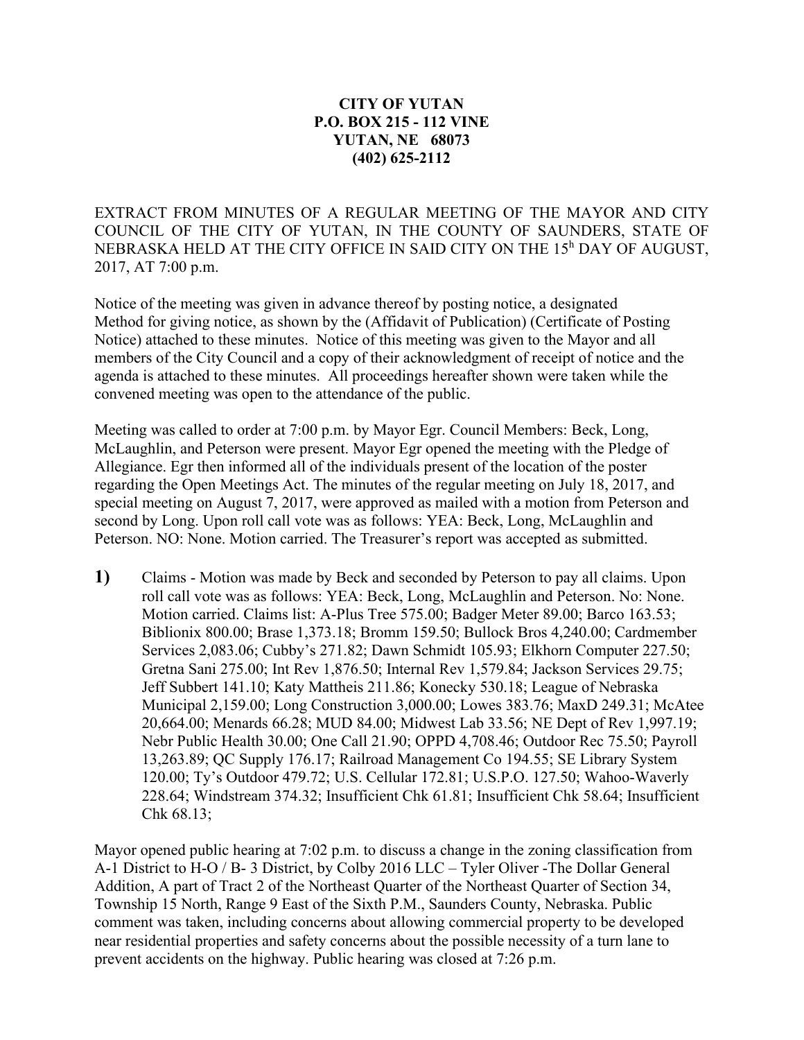**CITY OF YUTAN**
**P.O. BOX 215 - 112 VINE**
**YUTAN, NE 68073**
**(402) 625-2112**

EXTRACT FROM MINUTES OF A REGULAR MEETING OF THE MAYOR AND CITY COUNCIL OF THE CITY OF YUTAN, IN THE COUNTY OF SAUNDERS, STATE OF NEBRASKA HELD AT THE CITY OFFICE IN SAID CITY ON THE 15h DAY OF AUGUST, 2017, AT 7:00 p.m.

Notice of the meeting was given in advance thereof by posting notice, a designated Method for giving notice, as shown by the (Affidavit of Publication) (Certificate of Posting Notice) attached to these minutes. Notice of this meeting was given to the Mayor and all members of the City Council and a copy of their acknowledgment of receipt of notice and the agenda is attached to these minutes. All proceedings hereafter shown were taken while the convened meeting was open to the attendance of the public.

Meeting was called to order at 7:00 p.m. by Mayor Egr. Council Members: Beck, Long, McLaughlin, and Peterson were present. Mayor Egr opened the meeting with the Pledge of Allegiance. Egr then informed all of the individuals present of the location of the poster regarding the Open Meetings Act. The minutes of the regular meeting on July 18, 2017, and special meeting on August 7, 2017, were approved as mailed with a motion from Peterson and second by Long. Upon roll call vote was as follows: YEA: Beck, Long, McLaughlin and Peterson. NO: None. Motion carried. The Treasurer's report was accepted as submitted.

**1)** Claims - Motion was made by Beck and seconded by Peterson to pay all claims. Upon roll call vote was as follows: YEA: Beck, Long, McLaughlin and Peterson. No: None. Motion carried. Claims list: A-Plus Tree 575.00; Badger Meter 89.00; Barco 163.53; Biblionix 800.00; Brase 1,373.18; Bromm 159.50; Bullock Bros 4,240.00; Cardmember Services 2,083.06; Cubby's 271.82; Dawn Schmidt 105.93; Elkhorn Computer 227.50; Gretna Sani 275.00; Int Rev 1,876.50; Internal Rev 1,579.84; Jackson Services 29.75; Jeff Subbert 141.10; Katy Mattheis 211.86; Konecky 530.18; League of Nebraska Municipal 2,159.00; Long Construction 3,000.00; Lowes 383.76; MaxD 249.31; McAtee 20,664.00; Menards 66.28; MUD 84.00; Midwest Lab 33.56; NE Dept of Rev 1,997.19; Nebr Public Health 30.00; One Call 21.90; OPPD 4,708.46; Outdoor Rec 75.50; Payroll 13,263.89; QC Supply 176.17; Railroad Management Co 194.55; SE Library System 120.00; Ty's Outdoor 479.72; U.S. Cellular 172.81; U.S.P.O. 127.50; Wahoo-Waverly 228.64; Windstream 374.32; Insufficient Chk 61.81; Insufficient Chk 58.64; Insufficient Chk 68.13;

Mayor opened public hearing at 7:02 p.m. to discuss a change in the zoning classification from A-1 District to H-O / B- 3 District, by Colby 2016 LLC – Tyler Oliver -The Dollar General Addition, A part of Tract 2 of the Northeast Quarter of the Northeast Quarter of Section 34, Township 15 North, Range 9 East of the Sixth P.M., Saunders County, Nebraska. Public comment was taken, including concerns about allowing commercial property to be developed near residential properties and safety concerns about the possible necessity of a turn lane to prevent accidents on the highway. Public hearing was closed at 7:26 p.m.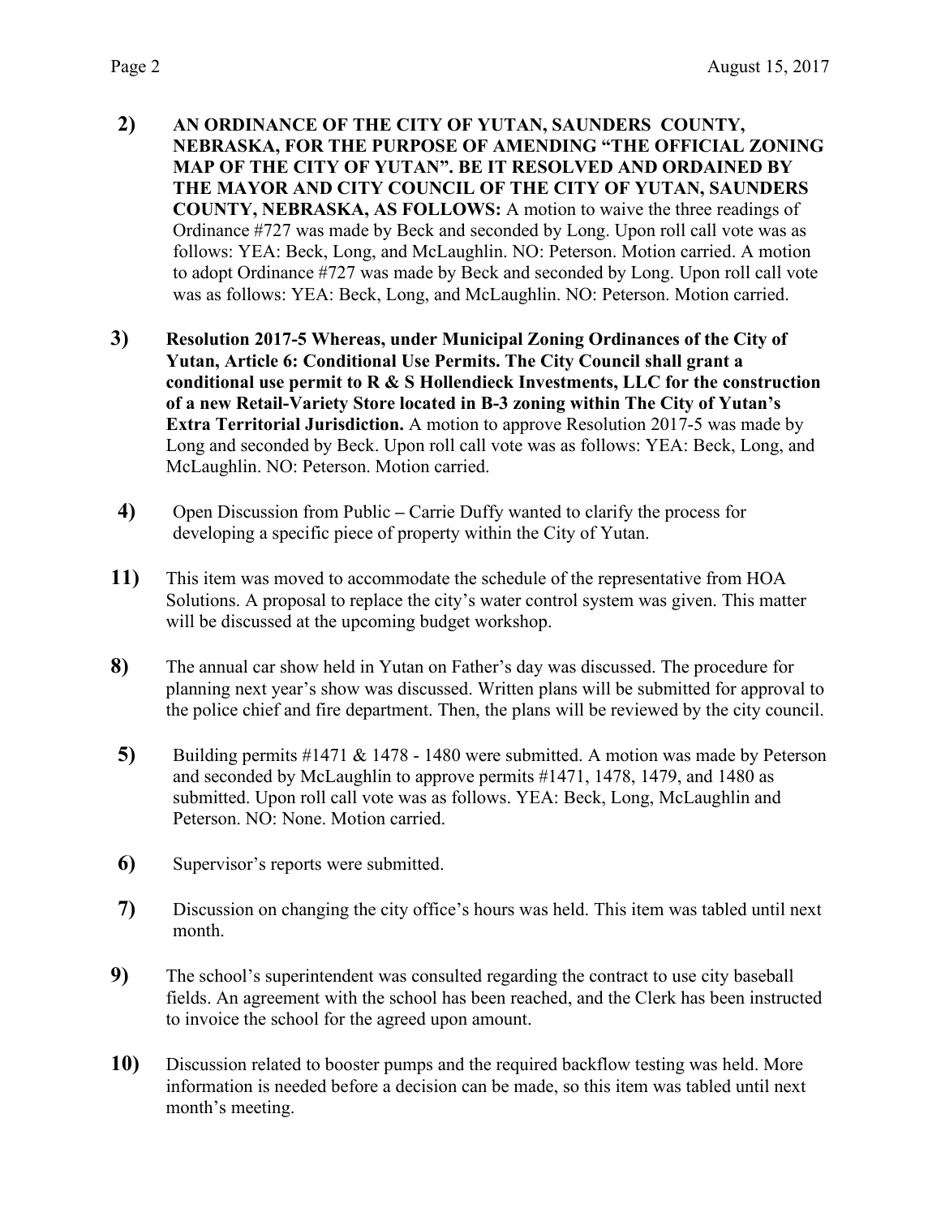2) **AN ORDINANCE OF THE CITY OF YUTAN, SAUNDERS COUNTY, NEBRASKA, FOR THE PURPOSE OF AMENDING "THE OFFICIAL ZONING MAP OF THE CITY OF YUTAN". BE IT RESOLVED AND ORDAINED BY THE MAYOR AND CITY COUNCIL OF THE CITY OF YUTAN, SAUNDERS COUNTY, NEBRASKA, AS FOLLOWS:** A motion to waive the three readings of Ordinance #727 was made by Beck and seconded by Long. Upon roll call vote was as follows: YEA: Beck, Long, and McLaughlin. NO: Peterson. Motion carried. A motion to adopt Ordinance #727 was made by Beck and seconded by Long. Upon roll call vote was as follows: YEA: Beck, Long, and McLaughlin. NO: Peterson. Motion carried.

3) **Resolution 2017-5 Whereas, under Municipal Zoning Ordinances of the City of Yutan, Article 6: Conditional Use Permits. The City Council shall grant a conditional use permit to R & S Hollendieck Investments, LLC for the construction of a new Retail-Variety Store located in B-3 zoning within The City of Yutan's Extra Territorial Jurisdiction.** A motion to approve Resolution 2017-5 was made by Long and seconded by Beck. Upon roll call vote was as follows: YEA: Beck, Long, and McLaughlin. NO: Peterson. Motion carried.

4) Open Discussion from Public – Carrie Duffy wanted to clarify the process for developing a specific piece of property within the City of Yutan.

11) This item was moved to accommodate the schedule of the representative from HOA Solutions. A proposal to replace the city's water control system was given. This matter will be discussed at the upcoming budget workshop.

8) The annual car show held in Yutan on Father's day was discussed. The procedure for planning next year's show was discussed. Written plans will be submitted for approval to the police chief and fire department. Then, the plans will be reviewed by the city council.

5) Building permits #1471 & 1478 - 1480 were submitted. A motion was made by Peterson and seconded by McLaughlin to approve permits #1471, 1478, 1479, and 1480 as submitted. Upon roll call vote was as follows. YEA: Beck, Long, McLaughlin and Peterson. NO: None. Motion carried.

6) Supervisor's reports were submitted.

7) Discussion on changing the city office's hours was held. This item was tabled until next month.

9) The school's superintendent was consulted regarding the contract to use city baseball fields. An agreement with the school has been reached, and the Clerk has been instructed to invoice the school for the agreed upon amount.

10) Discussion related to booster pumps and the required backflow testing was held. More information is needed before a decision can be made, so this item was tabled until next month's meeting.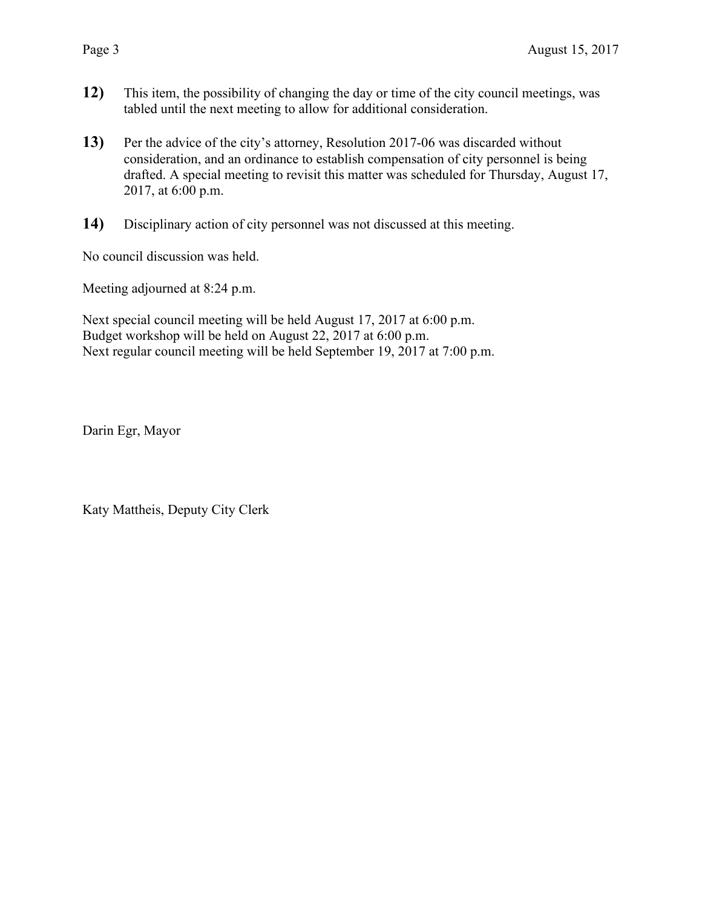**12)** This item, the possibility of changing the day or time of the city council meetings, was tabled until the next meeting to allow for additional consideration.

**13)** Per the advice of the city's attorney, Resolution 2017-06 was discarded without consideration, and an ordinance to establish compensation of city personnel is being drafted. A special meeting to revisit this matter was scheduled for Thursday, August 17, 2017, at 6:00 p.m.

**14)** Disciplinary action of city personnel was not discussed at this meeting.

No council discussion was held.

Meeting adjourned at 8:24 p.m.

Next special council meeting will be held August 17, 2017 at 6:00 p.m.
Budget workshop will be held on August 22, 2017 at 6:00 p.m.
Next regular council meeting will be held September 19, 2017 at 7:00 p.m.

Darin Egr, Mayor

Katy Mattheis, Deputy City Clerk